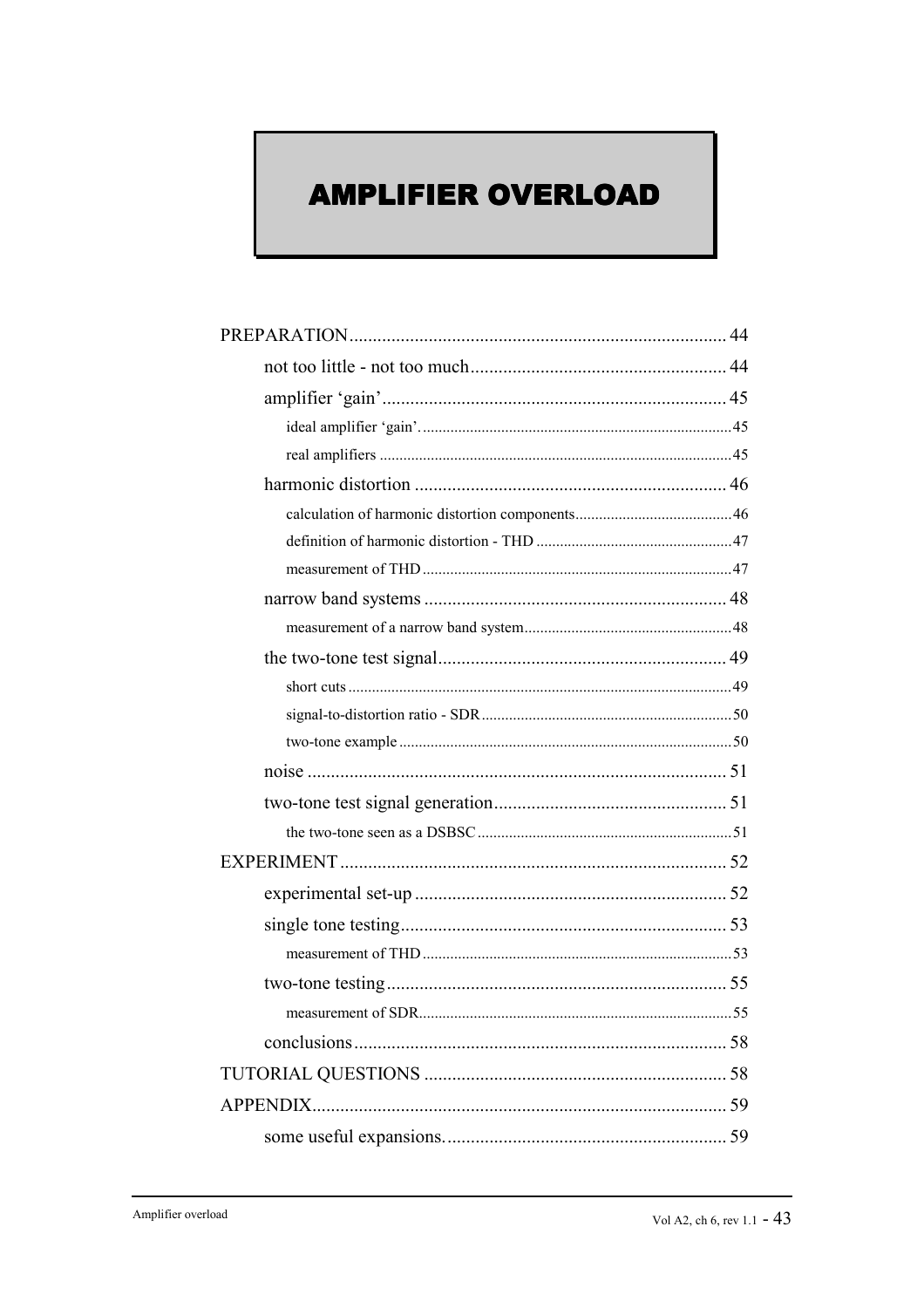# AMPLIFIER OVERLOAD

PREPARATION .......... 44
- not too little - not too much .......... 44
- amplifier 'gain' .......... 45
  - ideal amplifier 'gain' .......... 45
  - real amplifiers .......... 45
- harmonic distortion .......... 46
  - calculation of harmonic distortion components .......... 46
  - definition of harmonic distortion - THD .......... 47
  - measurement of THD .......... 47
- narrow band systems .......... 48
  - measurement of a narrow band system .......... 48
- the two-tone test signal .......... 49
  - short cuts .......... 49
  - signal-to-distortion ratio - SDR .......... 50
  - two-tone example .......... 50
- noise .......... 51
- two-tone test signal generation .......... 51
  - the two-tone seen as a DSBSC .......... 51

EXPERIMENT .......... 52
- experimental set-up .......... 52
- single tone testing .......... 53
  - measurement of THD .......... 53
- two-tone testing .......... 55
  - measurement of SDR .......... 55
- conclusions .......... 58

TUTORIAL QUESTIONS .......... 58

APPENDIX .......... 59
- some useful expansions. .......... 59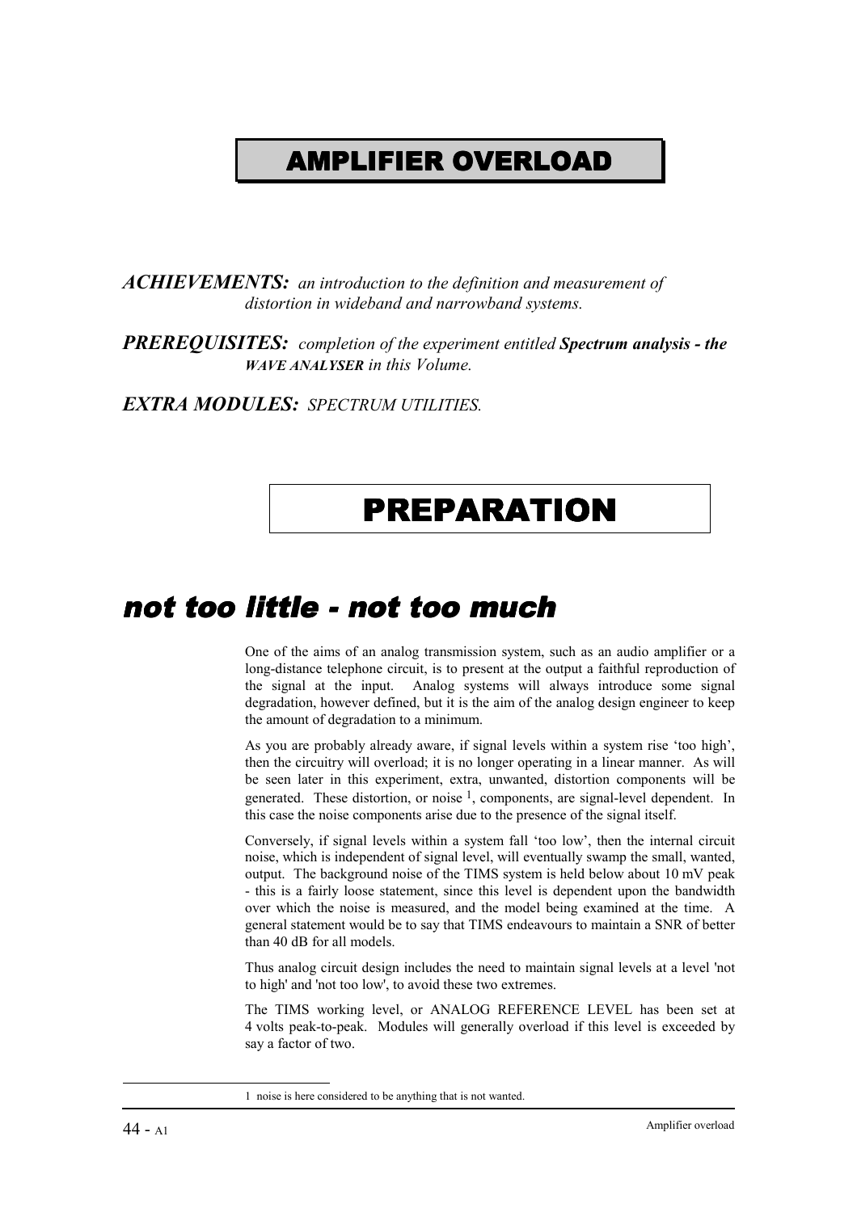# AMPLIFIER OVERLOAD

***ACHIEVEMENTS:*** *an introduction to the definition and measurement of distortion in wideband and narrowband systems.*

***PREREQUISITES:*** *completion of the experiment entitled* ***Spectrum analysis - the WAVE ANALYSER*** *in this Volume.*

***EXTRA MODULES:*** *SPECTRUM UTILITIES.*

# PREPARATION

## not too little - not too much

One of the aims of an analog transmission system, such as an audio amplifier or a long-distance telephone circuit, is to present at the output a faithful reproduction of the signal at the input. Analog systems will always introduce some signal degradation, however defined, but it is the aim of the analog design engineer to keep the amount of degradation to a minimum.

As you are probably already aware, if signal levels within a system rise 'too high', then the circuitry will overload; it is no longer operating in a linear manner. As will be seen later in this experiment, extra, unwanted, distortion components will be generated. These distortion, or noise [1], components, are signal-level dependent. In this case the noise components arise due to the presence of the signal itself.

Conversely, if signal levels within a system fall 'too low', then the internal circuit noise, which is independent of signal level, will eventually swamp the small, wanted, output. The background noise of the TIMS system is held below about 10 mV peak - this is a fairly loose statement, since this level is dependent upon the bandwidth over which the noise is measured, and the model being examined at the time. A general statement would be to say that TIMS endeavours to maintain a SNR of better than 40 dB for all models.

Thus analog circuit design includes the need to maintain signal levels at a level 'not to high' and 'not too low', to avoid these two extremes.

The TIMS working level, or ANALOG REFERENCE LEVEL has been set at 4 volts peak-to-peak. Modules will generally overload if this level is exceeded by say a factor of two.

---

1 noise is here considered to be anything that is not wanted.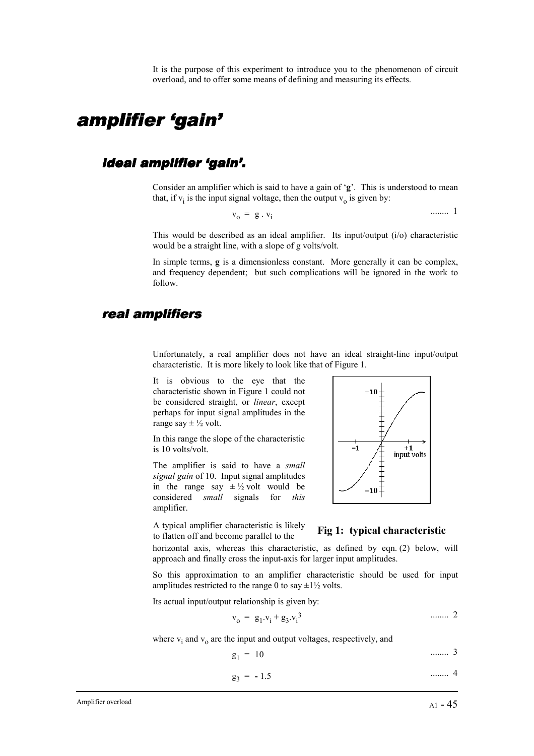It is the purpose of this experiment to introduce you to the phenomenon of circuit overload, and to offer some means of defining and measuring its effects.

# amplifier 'gain'

## ideal amplifier 'gain'.

Consider an amplifier which is said to have a gain of '**g**'. This is understood to mean that, if $v_i$ is the input signal voltage, then the output $v_o$ is given by:

$$v_o = g \cdot v_i \qquad \text{........ 1}$$

This would be described as an ideal amplifier. Its input/output (i/o) characteristic would be a straight line, with a slope of g volts/volt.

In simple terms, **g** is a dimensionless constant. More generally it can be complex, and frequency dependent; but such complications will be ignored in the work to follow.

## real amplifiers

Unfortunately, a real amplifier does not have an ideal straight-line input/output characteristic. It is more likely to look like that of Figure 1.

It is obvious to the eye that the characteristic shown in Figure 1 could not be considered straight, or *linear*, except perhaps for input signal amplitudes in the range say ± ½ volt.

In this range the slope of the characteristic is 10 volts/volt.

The amplifier is said to have a *small signal gain* of 10. Input signal amplitudes in the range say ± ½ volt would be considered *small* signals for *this* amplifier.

**Fig 1: typical characteristic**

A typical amplifier characteristic is likely to flatten off and become parallel to the horizontal axis, whereas this characteristic, as defined by eqn. (2) below, will approach and finally cross the input-axis for larger input amplitudes.

So this approximation to an amplifier characteristic should be used for input amplitudes restricted to the range 0 to say ±1½ volts.

Its actual input/output relationship is given by:

$$v_o = g_1 . v_i + g_3 . v_i^3 \qquad \text{........ 2}$$

where $v_i$ and $v_o$ are the input and output voltages, respectively, and

$$g_1 = 10 \qquad \text{........ 3}$$

$$g_3 = -1.5 \qquad \text{........ 4}$$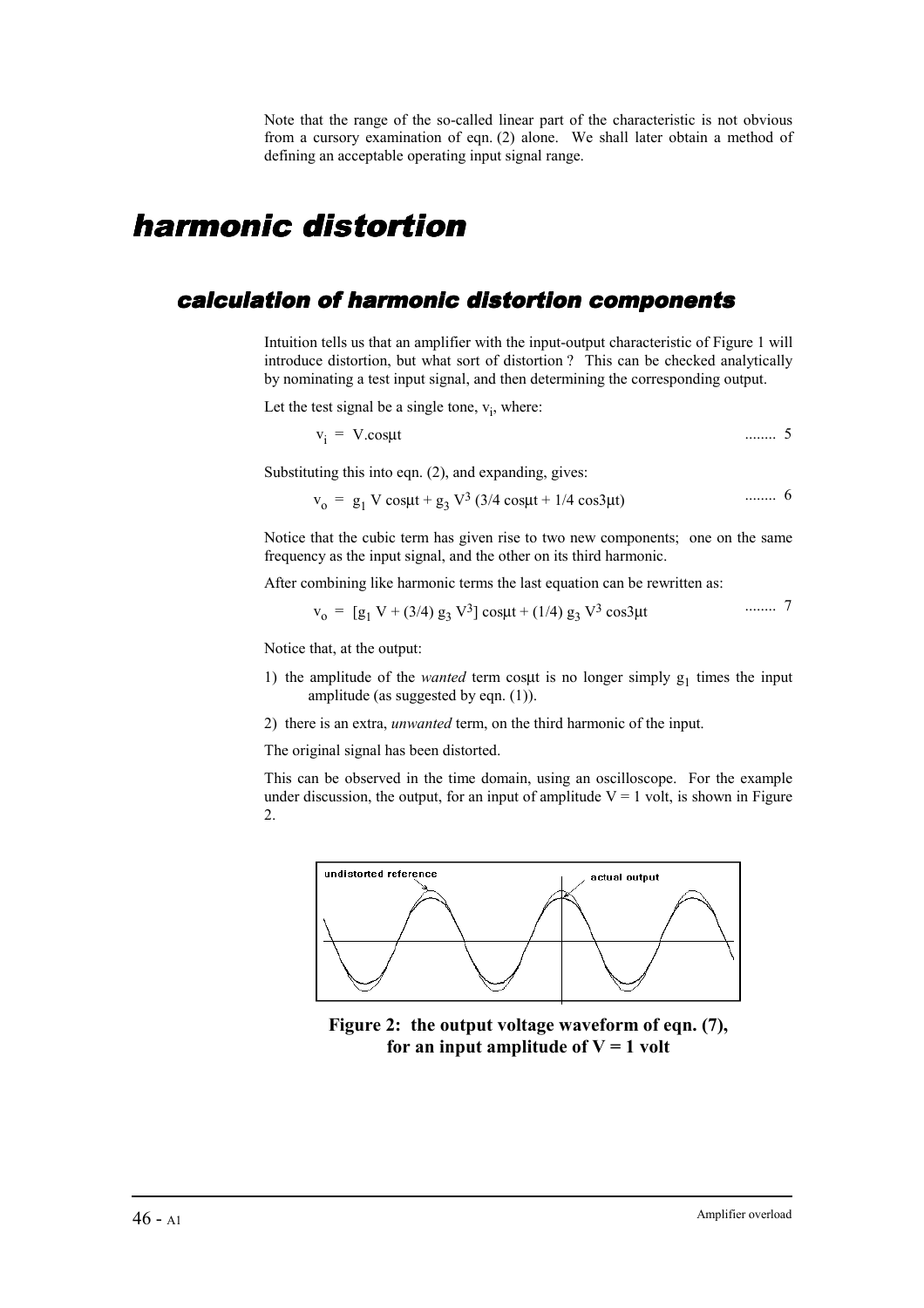Note that the range of the so-called linear part of the characteristic is not obvious from a cursory examination of eqn. (2) alone. We shall later obtain a method of defining an acceptable operating input signal range.

# harmonic distortion

## calculation of harmonic distortion components

Intuition tells us that an amplifier with the input-output characteristic of Figure 1 will introduce distortion, but what sort of distortion ? This can be checked analytically by nominating a test input signal, and then determining the corresponding output.

Let the test signal be a single tone, $v_i$, where:

$$v_i = V.\cos\mu t \qquad \text{........ 5}$$

Substituting this into eqn. (2), and expanding, gives:

$$v_o = g_1 V \cos\mu t + g_3 V^3 (3/4 \cos\mu t + 1/4 \cos 3\mu t) \qquad \text{........ 6}$$

Notice that the cubic term has given rise to two new components; one on the same frequency as the input signal, and the other on its third harmonic.

After combining like harmonic terms the last equation can be rewritten as:

$$v_o = [g_1 V + (3/4) g_3 V^3] \cos\mu t + (1/4) g_3 V^3 \cos 3\mu t \qquad \text{........ 7}$$

Notice that, at the output:

1) the amplitude of the *wanted* term $\cos\mu t$ is no longer simply $g_1$ times the input amplitude (as suggested by eqn. (1)).

2) there is an extra, *unwanted* term, on the third harmonic of the input.

The original signal has been distorted.

This can be observed in the time domain, using an oscilloscope. For the example under discussion, the output, for an input of amplitude V = 1 volt, is shown in Figure 2.

**Figure 2: the output voltage waveform of eqn. (7), for an input amplitude of V = 1 volt**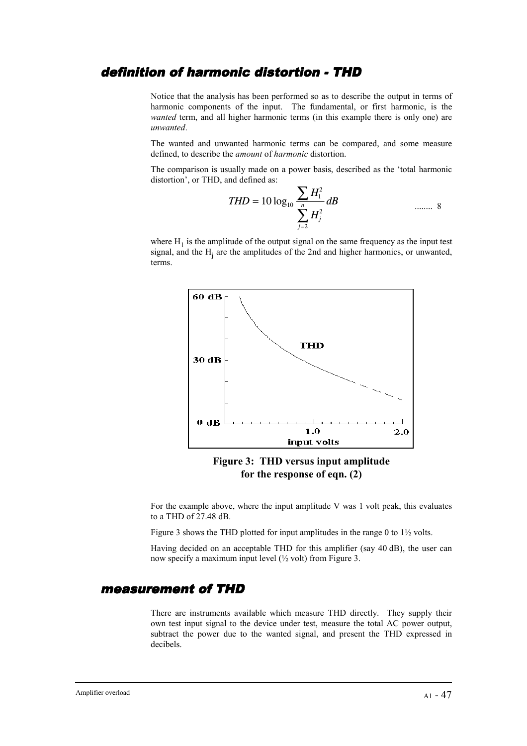## definition of harmonic distortion - THD

Notice that the analysis has been performed so as to describe the output in terms of harmonic components of the input. The fundamental, or first harmonic, is the *wanted* term, and all higher harmonic terms (in this example there is only one) are *unwanted*.

The wanted and unwanted harmonic terms can be compared, and some measure defined, to describe the *amount* of *harmonic* distortion.

The comparison is usually made on a power basis, described as the 'total harmonic distortion', or THD, and defined as:

$$THD = 10 \log_{10} \frac{\sum H_1^2}{\sum_{j=2}^{n} H_j^2} dB \qquad \text{........ } 8$$

where $H_1$ is the amplitude of the output signal on the same frequency as the input test signal, and the $H_j$ are the amplitudes of the 2nd and higher harmonics, or unwanted, terms.

**Figure 3: THD versus input amplitude for the response of eqn. (2)**

For the example above, where the input amplitude V was 1 volt peak, this evaluates to a THD of 27.48 dB.

Figure 3 shows the THD plotted for input amplitudes in the range 0 to 1½ volts.

Having decided on an acceptable THD for this amplifier (say 40 dB), the user can now specify a maximum input level (½ volt) from Figure 3.

## measurement of THD

There are instruments available which measure THD directly. They supply their own test input signal to the device under test, measure the total AC power output, subtract the power due to the wanted signal, and present the THD expressed in decibels.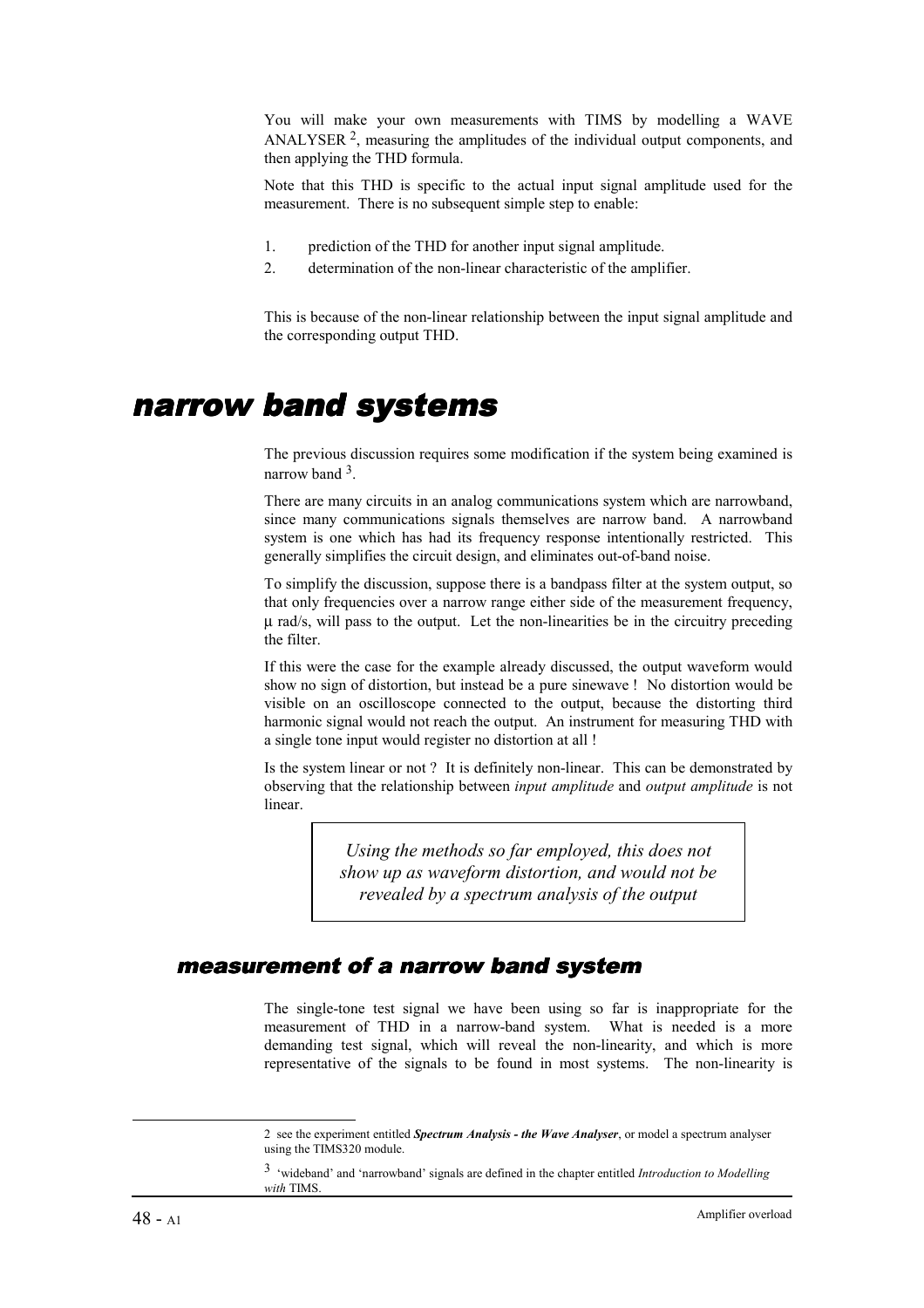You will make your own measurements with TIMS by modelling a WAVE ANALYSER [2], measuring the amplitudes of the individual output components, and then applying the THD formula.

Note that this THD is specific to the actual input signal amplitude used for the measurement. There is no subsequent simple step to enable:

1. prediction of the THD for another input signal amplitude.
2. determination of the non-linear characteristic of the amplifier.

This is because of the non-linear relationship between the input signal amplitude and the corresponding output THD.

# narrow band systems

The previous discussion requires some modification if the system being examined is narrow band [3].

There are many circuits in an analog communications system which are narrowband, since many communications signals themselves are narrow band. A narrowband system is one which has had its frequency response intentionally restricted. This generally simplifies the circuit design, and eliminates out-of-band noise.

To simplify the discussion, suppose there is a bandpass filter at the system output, so that only frequencies over a narrow range either side of the measurement frequency, μ rad/s, will pass to the output. Let the non-linearities be in the circuitry preceding the filter.

If this were the case for the example already discussed, the output waveform would show no sign of distortion, but instead be a pure sinewave ! No distortion would be visible on an oscilloscope connected to the output, because the distorting third harmonic signal would not reach the output. An instrument for measuring THD with a single tone input would register no distortion at all !

Is the system linear or not ? It is definitely non-linear. This can be demonstrated by observing that the relationship between *input amplitude* and *output amplitude* is not linear.

> *Using the methods so far employed, this does not show up as waveform distortion, and would not be revealed by a spectrum analysis of the output*

## measurement of a narrow band system

The single-tone test signal we have been using so far is inappropriate for the measurement of THD in a narrow-band system. What is needed is a more demanding test signal, which will reveal the non-linearity, and which is more representative of the signals to be found in most systems. The non-linearity is

---

2 see the experiment entitled ***Spectrum Analysis - the Wave Analyser***, or model a spectrum analyser using the TIMS320 module.

3 'wideband' and 'narrowband' signals are defined in the chapter entitled *Introduction to Modelling with* TIMS.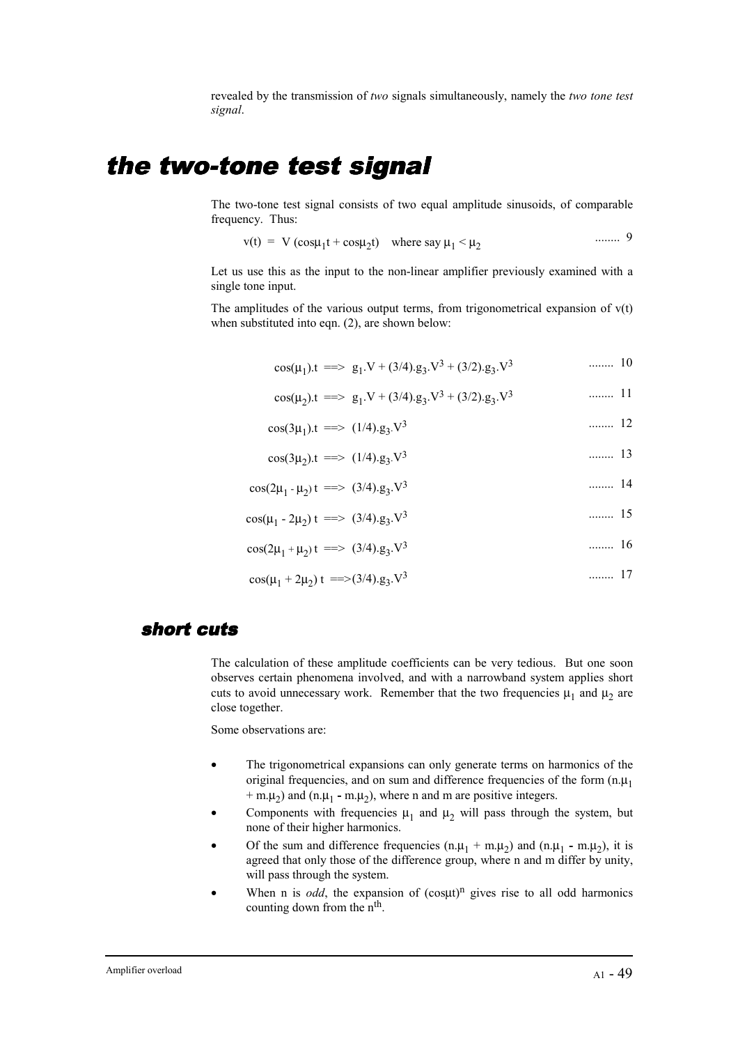revealed by the transmission of *two* signals simultaneously, namely the *two tone test signal*.

# the two-tone test signal

The two-tone test signal consists of two equal amplitude sinusoids, of comparable frequency. Thus:

$$v(t) = V(\cos\mu_1 t + \cos\mu_2 t) \quad \text{where say } \mu_1 < \mu_2 \qquad \text{........ 9}$$

Let us use this as the input to the non-linear amplifier previously examined with a single tone input.

The amplitudes of the various output terms, from trigonometrical expansion of v(t) when substituted into eqn. (2), are shown below:

$$\cos(\mu_1).t \implies g_1.V + (3/4).g_3.V^3 + (3/2).g_3.V^3 \qquad \text{........ 10}$$

$$\cos(\mu_2).t \implies g_1.V + (3/4).g_3.V^3 + (3/2).g_3.V^3 \qquad \text{........ 11}$$

$$\cos(3\mu_1).t \implies (1/4).g_3.V^3 \qquad \text{........ 12}$$

$$\cos(3\mu_2).t \implies (1/4).g_3.V^3 \qquad \text{........ 13}$$

$$\cos(2\mu_1 - \mu_2)\,t \implies (3/4).g_3.V^3 \qquad \text{........ 14}$$

$$\cos(\mu_1 - 2\mu_2)\,t \implies (3/4).g_3.V^3 \qquad \text{........ 15}$$

$$\cos(2\mu_1 + \mu_2)\,t \implies (3/4).g_3.V^3 \qquad \text{........ 16}$$

$$\cos(\mu_1 + 2\mu_2)\,t \implies (3/4).g_3.V^3 \qquad \text{........ 17}$$

## short cuts

The calculation of these amplitude coefficients can be very tedious. But one soon observes certain phenomena involved, and with a narrowband system applies short cuts to avoid unnecessary work. Remember that the two frequencies $\mu_1$ and $\mu_2$ are close together.

Some observations are:

- The trigonometrical expansions can only generate terms on harmonics of the original frequencies, and on sum and difference frequencies of the form $(n.\mu_1 + m.\mu_2)$ and $(n.\mu_1 - m.\mu_2)$, where n and m are positive integers.
- Components with frequencies $\mu_1$ and $\mu_2$ will pass through the system, but none of their higher harmonics.
- Of the sum and difference frequencies $(n.\mu_1 + m.\mu_2)$ and $(n.\mu_1 - m.\mu_2)$, it is agreed that only those of the difference group, where n and m differ by unity, will pass through the system.
- When n is *odd*, the expansion of $(\cos\mu t)^n$ gives rise to all odd harmonics counting down from the $n^{th}$.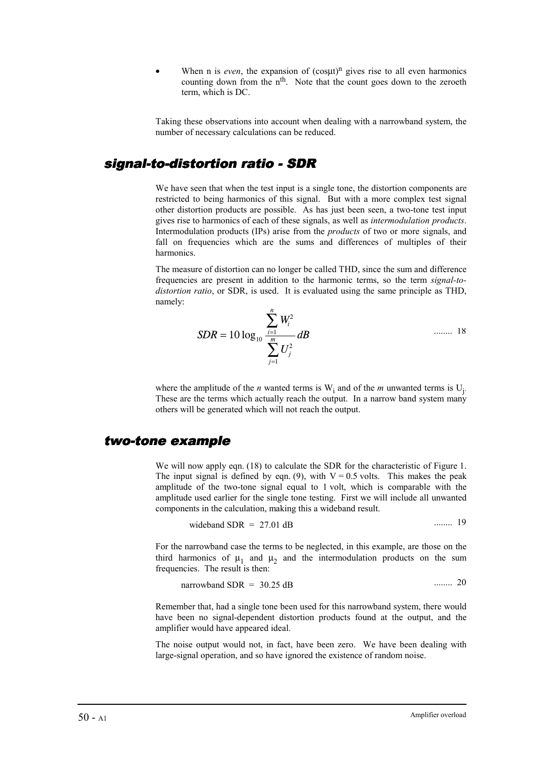- When n is *even*, the expansion of $(\cos\mu t)^n$ gives rise to all even harmonics counting down from the $n^{th}$. Note that the count goes down to the zeroeth term, which is DC.

Taking these observations into account when dealing with a narrowband system, the number of necessary calculations can be reduced.

## signal-to-distortion ratio - SDR

We have seen that when the test input is a single tone, the distortion components are restricted to being harmonics of this signal. But with a more complex test signal other distortion products are possible. As has just been seen, a two-tone test input gives rise to harmonics of each of these signals, as well as *intermodulation products*. Intermodulation products (IPs) arise from the *products* of two or more signals, and fall on frequencies which are the sums and differences of multiples of their harmonics.

The measure of distortion can no longer be called THD, since the sum and difference frequencies are present in addition to the harmonic terms, so the term *signal-to-distortion ratio*, or SDR, is used. It is evaluated using the same principle as THD, namely:

$$SDR = 10\log_{10}\frac{\sum_{i=1}^{n} W_i^2}{\sum_{j=1}^{m} U_j^2}\,dB \qquad \text{........ 18}$$

where the amplitude of the *n* wanted terms is $W_i$ and of the *m* unwanted terms is $U_j$. These are the terms which actually reach the output. In a narrow band system many others will be generated which will not reach the output.

## two-tone example

We will now apply eqn. (18) to calculate the SDR for the characteristic of Figure 1. The input signal is defined by eqn. (9), with V = 0.5 volts. This makes the peak amplitude of the two-tone signal equal to 1 volt, which is comparable with the amplitude used earlier for the single tone testing. First we will include all unwanted components in the calculation, making this a wideband result.

$$\text{wideband SDR} = 27.01 \text{ dB} \qquad \text{........ 19}$$

For the narrowband case the terms to be neglected, in this example, are those on the third harmonics of $\mu_1$ and $\mu_2$ and the intermodulation products on the sum frequencies. The result is then:

$$\text{narrowband SDR} = 30.25 \text{ dB} \qquad \text{........ 20}$$

Remember that, had a single tone been used for this narrowband system, there would have been no signal-dependent distortion products found at the output, and the amplifier would have appeared ideal.

The noise output would not, in fact, have been zero. We have been dealing with large-signal operation, and so have ignored the existence of random noise.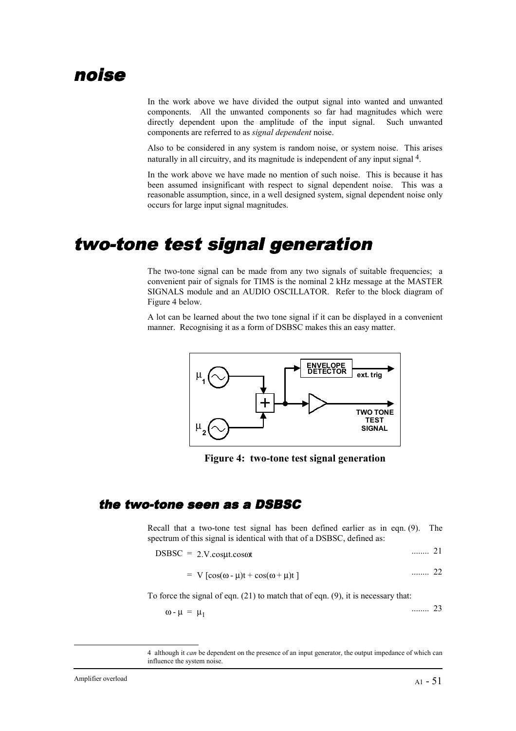# noise

In the work above we have divided the output signal into wanted and unwanted components. All the unwanted components so far had magnitudes which were directly dependent upon the amplitude of the input signal. Such unwanted components are referred to as *signal dependent* noise.

Also to be considered in any system is random noise, or system noise. This arises naturally in all circuitry, and its magnitude is independent of any input signal [4].

In the work above we have made no mention of such noise. This is because it has been assumed insignificant with respect to signal dependent noise. This was a reasonable assumption, since, in a well designed system, signal dependent noise only occurs for large input signal magnitudes.

# two-tone test signal generation

The two-tone signal can be made from any two signals of suitable frequencies; a convenient pair of signals for TIMS is the nominal 2 kHz message at the MASTER SIGNALS module and an AUDIO OSCILLATOR. Refer to the block diagram of Figure 4 below.

A lot can be learned about the two tone signal if it can be displayed in a convenient manner. Recognising it as a form of DSBSC makes this an easy matter.

**Figure 4: two-tone test signal generation**

## the two-tone seen as a DSBSC

Recall that a two-tone test signal has been defined earlier as in eqn. (9). The spectrum of this signal is identical with that of a DSBSC, defined as:

$$\text{DSBSC} = 2.V.\cos\mu t.\cos\omega t \qquad \text{........ 21}$$

$$= V\,[\cos(\omega - \mu)t + \cos(\omega + \mu)t\,] \qquad \text{........ 22}$$

To force the signal of eqn. (21) to match that of eqn. (9), it is necessary that:

$$\omega - \mu = \mu_1 \qquad \text{........ 23}$$

---

4 although it *can* be dependent on the presence of an input generator, the output impedance of which can influence the system noise.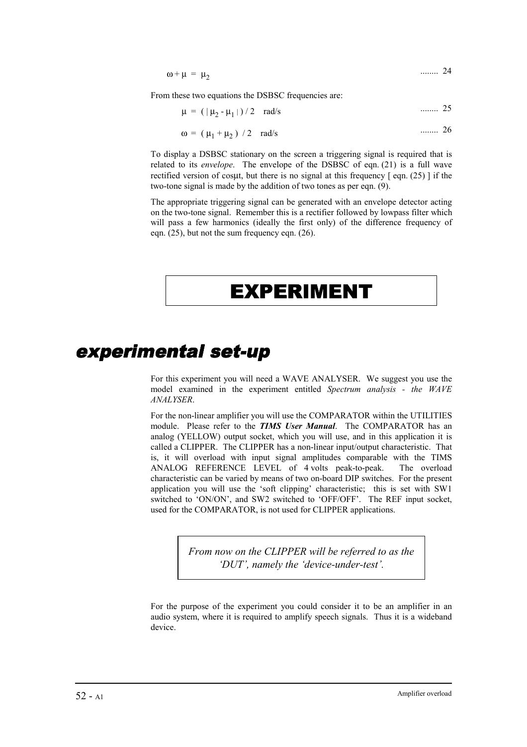$$\omega + \mu = \mu_2 \qquad \text{........ 24}$$

From these two equations the DSBSC frequencies are:

$$\mu = ( | \mu_2 - \mu_1 | ) / 2 \quad \text{rad/s} \qquad \text{........ 25}$$

$$\omega = ( \mu_1 + \mu_2 ) / 2 \quad \text{rad/s} \qquad \text{........ 26}$$

To display a DSBSC stationary on the screen a triggering signal is required that is related to its *envelope*. The envelope of the DSBSC of eqn. (21) is a full wave rectified version of $\cos\mu t$, but there is no signal at this frequency [ eqn. (25) ] if the two-tone signal is made by the addition of two tones as per eqn. (9).

The appropriate triggering signal can be generated with an envelope detector acting on the two-tone signal. Remember this is a rectifier followed by lowpass filter which will pass a few harmonics (ideally the first only) of the difference frequency of eqn. (25), but not the sum frequency eqn. (26).

# EXPERIMENT

## experimental set-up

For this experiment you will need a WAVE ANALYSER. We suggest you use the model examined in the experiment entitled *Spectrum analysis - the WAVE ANALYSER*.

For the non-linear amplifier you will use the COMPARATOR within the UTILITIES module. Please refer to the ***TIMS User Manual***. The COMPARATOR has an analog (YELLOW) output socket, which you will use, and in this application it is called a CLIPPER. The CLIPPER has a non-linear input/output characteristic. That is, it will overload with input signal amplitudes comparable with the TIMS ANALOG REFERENCE LEVEL of 4 volts peak-to-peak. The overload characteristic can be varied by means of two on-board DIP switches. For the present application you will use the 'soft clipping' characteristic; this is set with SW1 switched to 'ON/ON', and SW2 switched to 'OFF/OFF'. The REF input socket, used for the COMPARATOR, is not used for CLIPPER applications.

> *From now on the CLIPPER will be referred to as the 'DUT', namely the 'device-under-test'.*

For the purpose of the experiment you could consider it to be an amplifier in an audio system, where it is required to amplify speech signals. Thus it is a wideband device.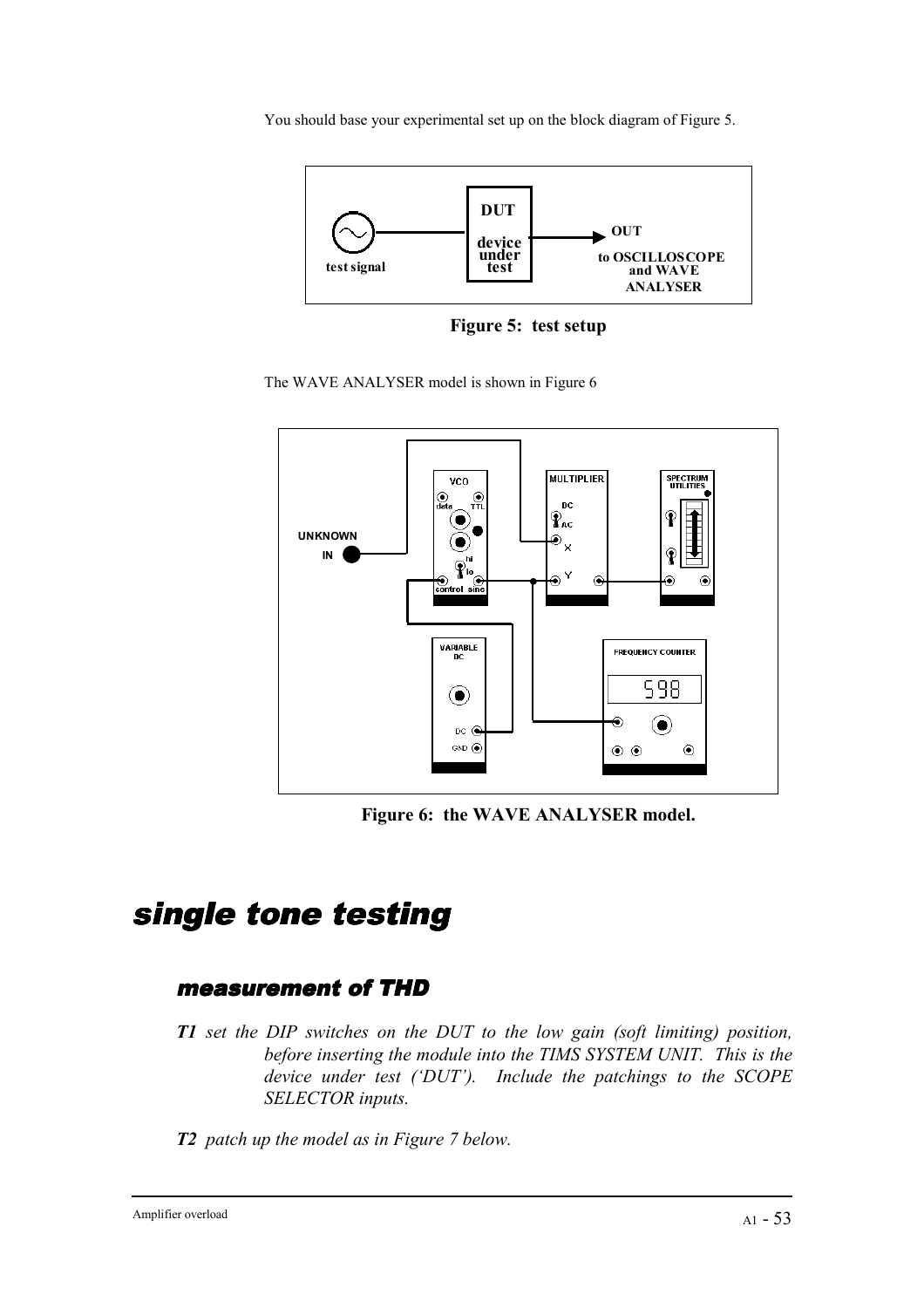You should base your experimental set up on the block diagram of Figure 5.

Figure 5: test setup

The WAVE ANALYSER model is shown in Figure 6

Figure 6: the WAVE ANALYSER model.

# single tone testing

## measurement of THD

***T1*** *set the DIP switches on the DUT to the low gain (soft limiting) position, before inserting the module into the TIMS SYSTEM UNIT. This is the device under test ('DUT'). Include the patchings to the SCOPE SELECTOR inputs.*

***T2*** *patch up the model as in Figure 7 below.*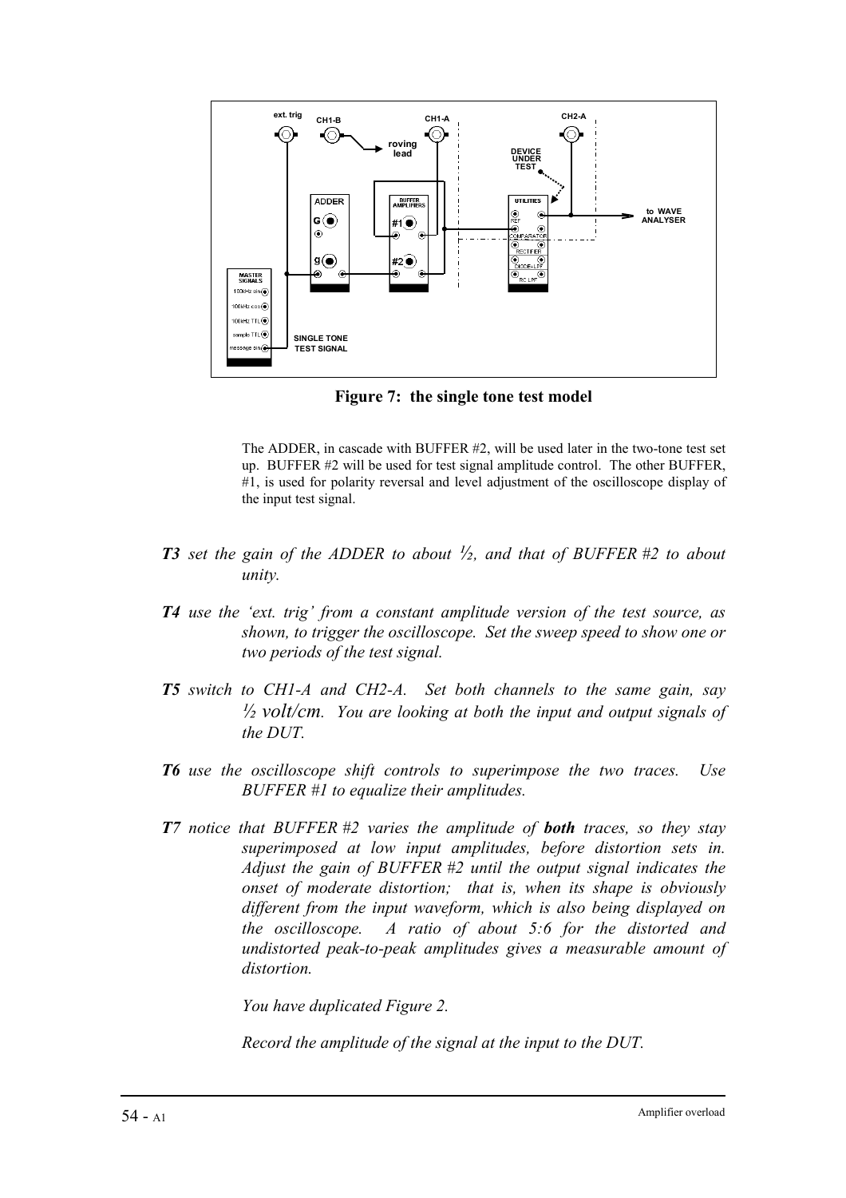**Figure 7: the single tone test model**

The ADDER, in cascade with BUFFER #2, will be used later in the two-tone test set up. BUFFER #2 will be used for test signal amplitude control. The other BUFFER, #1, is used for polarity reversal and level adjustment of the oscilloscope display of the input test signal.

***T3*** *set the gain of the ADDER to about ½, and that of BUFFER #2 to about unity.*

***T4*** *use the 'ext. trig' from a constant amplitude version of the test source, as shown, to trigger the oscilloscope. Set the sweep speed to show one or two periods of the test signal.*

***T5*** *switch to CH1-A and CH2-A. Set both channels to the same gain, say ½ volt/cm. You are looking at both the input and output signals of the DUT.*

***T6*** *use the oscilloscope shift controls to superimpose the two traces. Use BUFFER #1 to equalize their amplitudes.*

***T7*** *notice that BUFFER #2 varies the amplitude of **both** traces, so they stay superimposed at low input amplitudes, before distortion sets in. Adjust the gain of BUFFER #2 until the output signal indicates the onset of moderate distortion; that is, when its shape is obviously different from the input waveform, which is also being displayed on the oscilloscope. A ratio of about 5:6 for the distorted and undistorted peak-to-peak amplitudes gives a measurable amount of distortion.*

*You have duplicated Figure 2.*

*Record the amplitude of the signal at the input to the DUT.*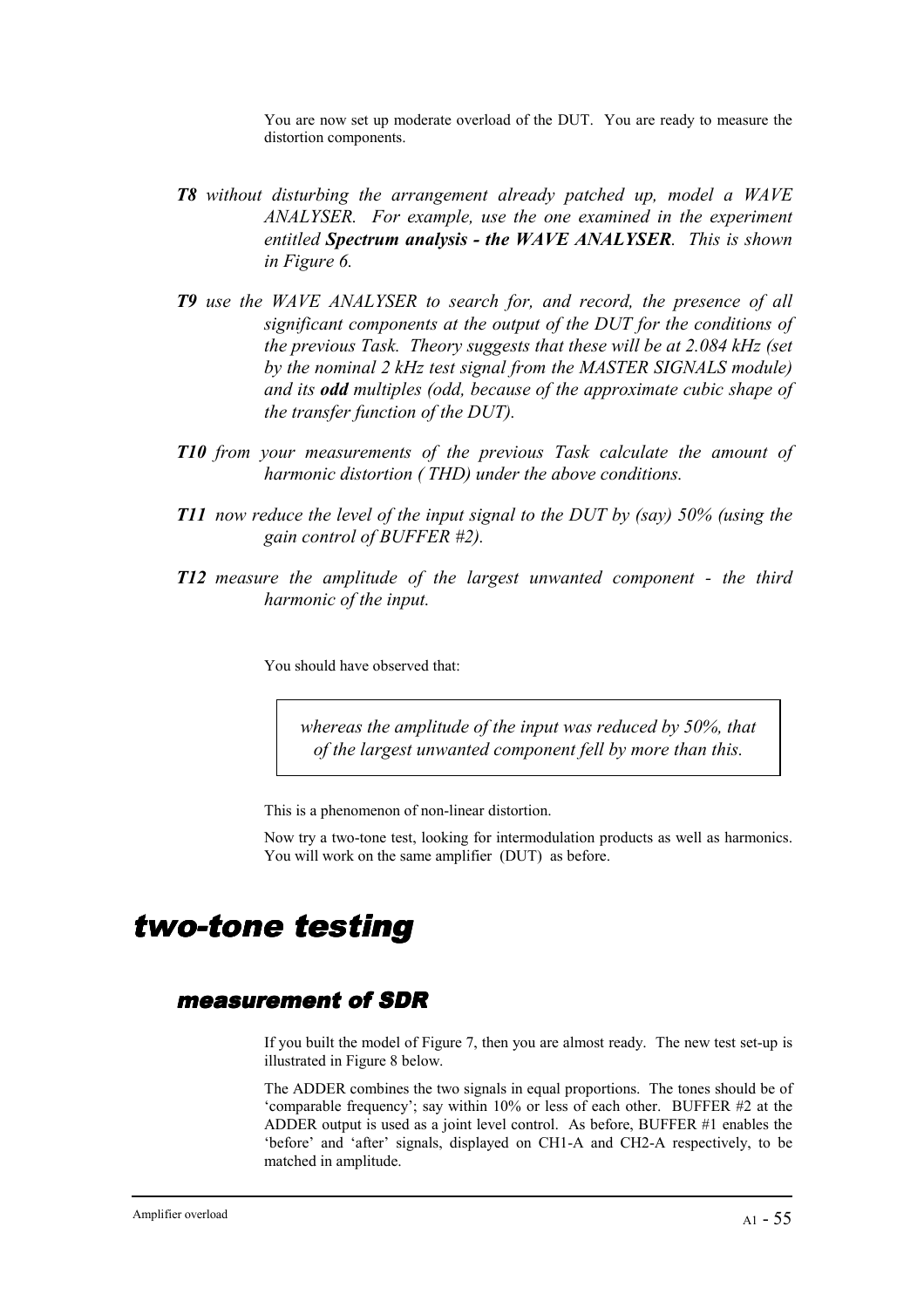You are now set up moderate overload of the DUT. You are ready to measure the distortion components.

***T8*** *without disturbing the arrangement already patched up, model a WAVE ANALYSER. For example, use the one examined in the experiment entitled* ***Spectrum analysis - the WAVE ANALYSER****. This is shown in Figure 6.*

***T9*** *use the WAVE ANALYSER to search for, and record, the presence of all significant components at the output of the DUT for the conditions of the previous Task. Theory suggests that these will be at 2.084 kHz (set by the nominal 2 kHz test signal from the MASTER SIGNALS module) and its* ***odd*** *multiples (odd, because of the approximate cubic shape of the transfer function of the DUT).*

***T10*** *from your measurements of the previous Task calculate the amount of harmonic distortion ( THD) under the above conditions.*

***T11*** *now reduce the level of the input signal to the DUT by (say) 50% (using the gain control of BUFFER #2).*

***T12*** *measure the amplitude of the largest unwanted component - the third harmonic of the input.*

You should have observed that:

> *whereas the amplitude of the input was reduced by 50%, that of the largest unwanted component fell by more than this.*

This is a phenomenon of non-linear distortion.

Now try a two-tone test, looking for intermodulation products as well as harmonics. You will work on the same amplifier (DUT) as before.

# two-tone testing

## measurement of SDR

If you built the model of Figure 7, then you are almost ready. The new test set-up is illustrated in Figure 8 below.

The ADDER combines the two signals in equal proportions. The tones should be of 'comparable frequency'; say within 10% or less of each other. BUFFER #2 at the ADDER output is used as a joint level control. As before, BUFFER #1 enables the 'before' and 'after' signals, displayed on CH1-A and CH2-A respectively, to be matched in amplitude.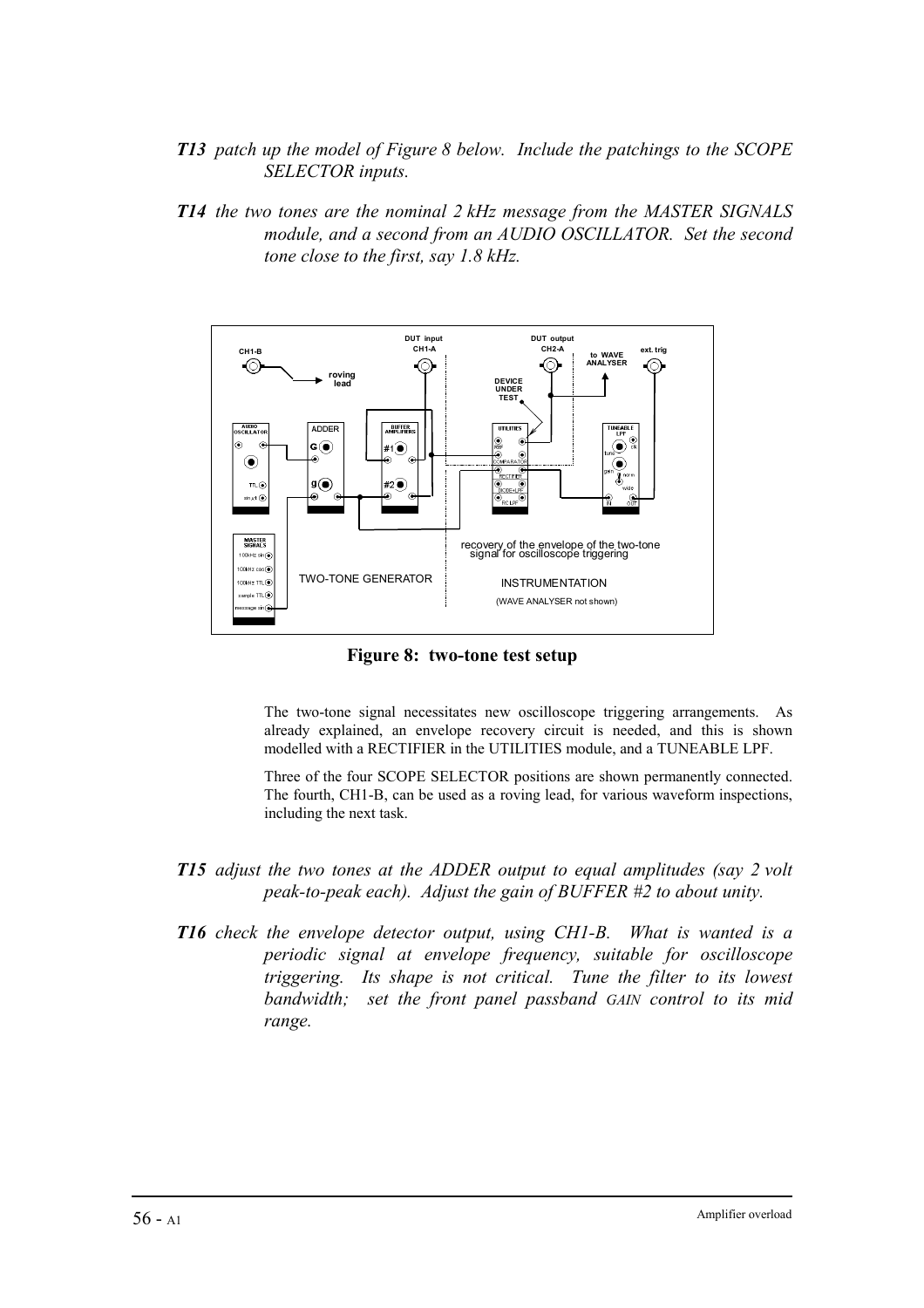***T13*** *patch up the model of Figure 8 below. Include the patchings to the SCOPE SELECTOR inputs.*

***T14*** *the two tones are the nominal 2 kHz message from the MASTER SIGNALS module, and a second from an AUDIO OSCILLATOR. Set the second tone close to the first, say 1.8 kHz.*

**Figure 8: two-tone test setup**

The two-tone signal necessitates new oscilloscope triggering arrangements. As already explained, an envelope recovery circuit is needed, and this is shown modelled with a RECTIFIER in the UTILITIES module, and a TUNEABLE LPF.

Three of the four SCOPE SELECTOR positions are shown permanently connected. The fourth, CH1-B, can be used as a roving lead, for various waveform inspections, including the next task.

***T15*** *adjust the two tones at the ADDER output to equal amplitudes (say 2 volt peak-to-peak each). Adjust the gain of BUFFER #2 to about unity.*

***T16*** *check the envelope detector output, using CH1-B. What is wanted is a periodic signal at envelope frequency, suitable for oscilloscope triggering. Its shape is not critical. Tune the filter to its lowest bandwidth; set the front panel passband GAIN control to its mid range.*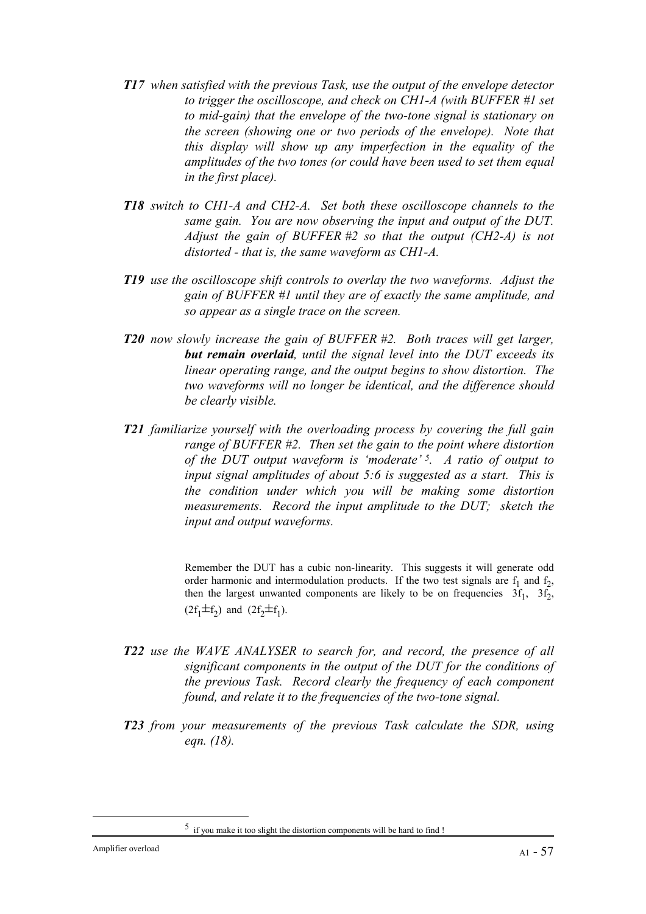**T17** *when satisfied with the previous Task, use the output of the envelope detector to trigger the oscilloscope, and check on CH1-A (with BUFFER #1 set to mid-gain) that the envelope of the two-tone signal is stationary on the screen (showing one or two periods of the envelope). Note that this display will show up any imperfection in the equality of the amplitudes of the two tones (or could have been used to set them equal in the first place).*

**T18** *switch to CH1-A and CH2-A. Set both these oscilloscope channels to the same gain. You are now observing the input and output of the DUT. Adjust the gain of BUFFER #2 so that the output (CH2-A) is not distorted - that is, the same waveform as CH1-A.*

**T19** *use the oscilloscope shift controls to overlay the two waveforms. Adjust the gain of BUFFER #1 until they are of exactly the same amplitude, and so appear as a single trace on the screen.*

**T20** *now slowly increase the gain of BUFFER #2. Both traces will get larger,* ***but remain overlaid****, until the signal level into the DUT exceeds its linear operating range, and the output begins to show distortion. The two waveforms will no longer be identical, and the difference should be clearly visible.*

**T21** *familiarize yourself with the overloading process by covering the full gain range of BUFFER #2. Then set the gain to the point where distortion of the DUT output waveform is 'moderate'* [5]*. A ratio of output to input signal amplitudes of about 5:6 is suggested as a start. This is the condition under which you will be making some distortion measurements. Record the input amplitude to the DUT; sketch the input and output waveforms.*

Remember the DUT has a cubic non-linearity. This suggests it will generate odd order harmonic and intermodulation products. If the two test signals are $f_1$ and $f_2$, then the largest unwanted components are likely to be on frequencies $3f_1$, $3f_2$, $(2f_1 \pm f_2)$ and $(2f_2 \pm f_1)$.

**T22** *use the WAVE ANALYSER to search for, and record, the presence of all significant components in the output of the DUT for the conditions of the previous Task. Record clearly the frequency of each component found, and relate it to the frequencies of the two-tone signal.*

**T23** *from your measurements of the previous Task calculate the SDR, using eqn. (18).*

---

[5] if you make it too slight the distortion components will be hard to find !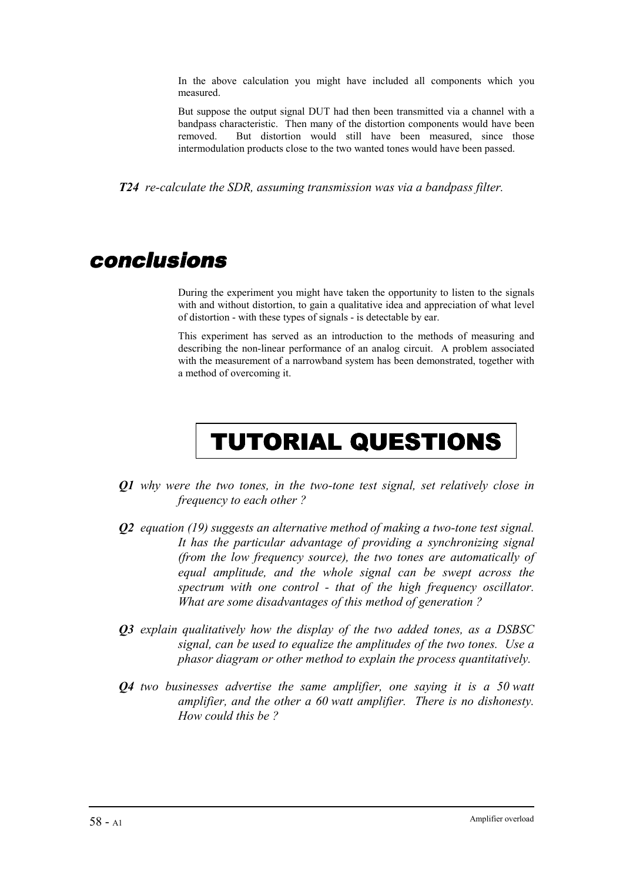In the above calculation you might have included all components which you measured.

But suppose the output signal DUT had then been transmitted via a channel with a bandpass characteristic. Then many of the distortion components would have been removed. But distortion would still have been measured, since those intermodulation products close to the two wanted tones would have been passed.

***T24*** *re-calculate the SDR, assuming transmission was via a bandpass filter.*

# conclusions

During the experiment you might have taken the opportunity to listen to the signals with and without distortion, to gain a qualitative idea and appreciation of what level of distortion - with these types of signals - is detectable by ear.

This experiment has served as an introduction to the methods of measuring and describing the non-linear performance of an analog circuit. A problem associated with the measurement of a narrowband system has been demonstrated, together with a method of overcoming it.

# TUTORIAL QUESTIONS

***Q1*** *why were the two tones, in the two-tone test signal, set relatively close in frequency to each other ?*

***Q2*** *equation (19) suggests an alternative method of making a two-tone test signal. It has the particular advantage of providing a synchronizing signal (from the low frequency source), the two tones are automatically of equal amplitude, and the whole signal can be swept across the spectrum with one control - that of the high frequency oscillator. What are some disadvantages of this method of generation ?*

***Q3*** *explain qualitatively how the display of the two added tones, as a DSBSC signal, can be used to equalize the amplitudes of the two tones. Use a phasor diagram or other method to explain the process quantitatively.*

***Q4*** *two businesses advertise the same amplifier, one saying it is a 50 watt amplifier, and the other a 60 watt amplifier. There is no dishonesty. How could this be ?*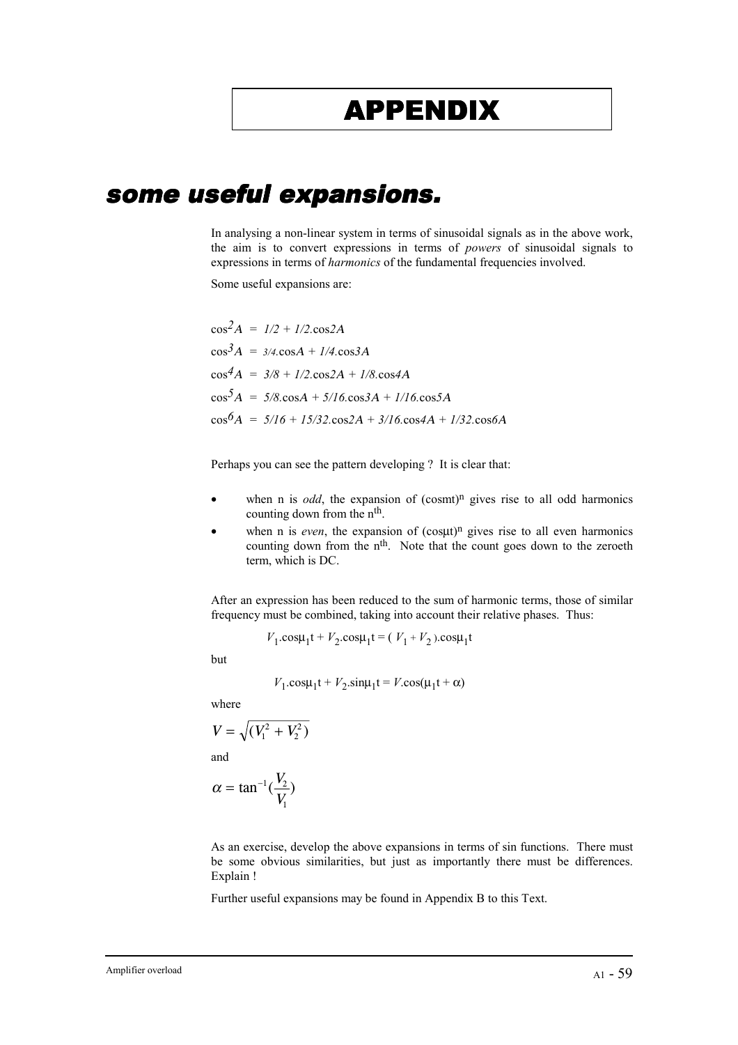# APPENDIX

## some useful expansions.

In analysing a non-linear system in terms of sinusoidal signals as in the above work, the aim is to convert expressions in terms of *powers* of sinusoidal signals to expressions in terms of *harmonics* of the fundamental frequencies involved.

Some useful expansions are:

$\cos^2 A = 1/2 + 1/2.\cos 2A$

$\cos^3 A = 3/4.\cos A + 1/4.\cos 3A$

$\cos^4 A = 3/8 + 1/2.\cos 2A + 1/8.\cos 4A$

$\cos^5 A = 5/8.\cos A + 5/16.\cos 3A + 1/16.\cos 5A$

$\cos^6 A = 5/16 + 15/32.\cos 2A + 3/16.\cos 4A + 1/32.\cos 6A$

Perhaps you can see the pattern developing ? It is clear that:

- when n is *odd*, the expansion of $(\cos mt)^n$ gives rise to all odd harmonics counting down from the $n^{th}$.
- when n is *even*, the expansion of $(\cos \mu t)^n$ gives rise to all even harmonics counting down from the $n^{th}$. Note that the count goes down to the zeroeth term, which is DC.

After an expression has been reduced to the sum of harmonic terms, those of similar frequency must be combined, taking into account their relative phases. Thus:

$$V_1.\cos\mu_1 t + V_2.\cos\mu_1 t = (V_1 + V_2).\cos\mu_1 t$$

but

$$V_1.\cos\mu_1 t + V_2.\sin\mu_1 t = V.\cos(\mu_1 t + \alpha)$$

where

$$V = \sqrt{(V_1^2 + V_2^2)}$$

and

$$\alpha = \tan^{-1}(\frac{V_2}{V_1})$$

As an exercise, develop the above expansions in terms of sin functions. There must be some obvious similarities, but just as importantly there must be differences. Explain !

Further useful expansions may be found in Appendix B to this Text.